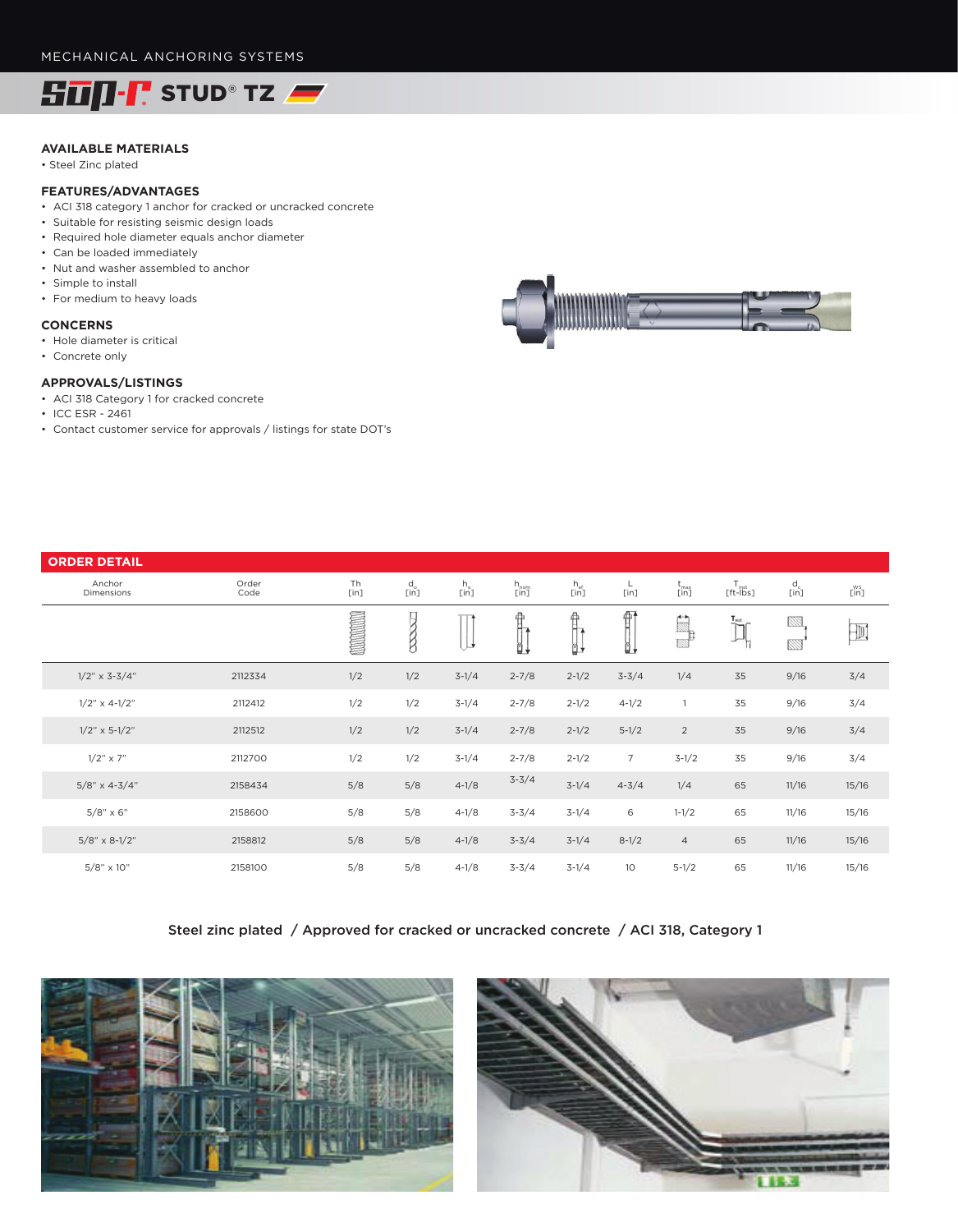MECHANICAL ANCHORING SYSTEMS

# SUP-R STUD® TZ

### AVAILABLE MATERIALS

- Steel Zinc plated

### FEATURES/ADVANTAGES

- ACI 318 category 1 anchor for cracked or uncracked concrete
- Suitable for resisting seismic design loads
- Required hole diameter equals anchor diameter
- Can be loaded immediately
- Nut and washer assembled to anchor
- Simple to install
- For medium to heavy loads

### CONCERNS

- Hole diameter is critical
- Concrete only

### APPROVALS/LISTINGS

- ACI 318 Category 1 for cracked concrete
- ICC ESR - 2461
- Contact customer service for approvals / listings for state DOT's

## ORDER DETAIL

| Anchor Dimensions | Order Code | Th [in] | $d_o$ [in] | $h_o$ [in] | $h_{nom}$ [in] | $h_{ef}$ [in] | L [in] | $t_{max}$ [in] | $T_{inst}$ [ft-lbs] | $d_f$ [in] | WS [in] |
|---|---|---|---|---|---|---|---|---|---|---|---|
| 1/2" x 3-3/4" | 2112334 | 1/2 | 1/2 | 3-1/4 | 2-7/8 | 2-1/2 | 3-3/4 | 1/4 | 35 | 9/16 | 3/4 |
| 1/2" x 4-1/2" | 2112412 | 1/2 | 1/2 | 3-1/4 | 2-7/8 | 2-1/2 | 4-1/2 | 1 | 35 | 9/16 | 3/4 |
| 1/2" x 5-1/2" | 2112512 | 1/2 | 1/2 | 3-1/4 | 2-7/8 | 2-1/2 | 5-1/2 | 2 | 35 | 9/16 | 3/4 |
| 1/2" x 7" | 2112700 | 1/2 | 1/2 | 3-1/4 | 2-7/8 | 2-1/2 | 7 | 3-1/2 | 35 | 9/16 | 3/4 |
| 5/8" x 4-3/4" | 2158434 | 5/8 | 5/8 | 4-1/8 | 3-3/4 | 3-1/4 | 4-3/4 | 1/4 | 65 | 11/16 | 15/16 |
| 5/8" x 6" | 2158600 | 5/8 | 5/8 | 4-1/8 | 3-3/4 | 3-1/4 | 6 | 1-1/2 | 65 | 11/16 | 15/16 |
| 5/8" x 8-1/2" | 2158812 | 5/8 | 5/8 | 4-1/8 | 3-3/4 | 3-1/4 | 8-1/2 | 4 | 65 | 11/16 | 15/16 |
| 5/8" x 10" | 2158100 | 5/8 | 5/8 | 4-1/8 | 3-3/4 | 3-1/4 | 10 | 5-1/2 | 65 | 11/16 | 15/16 |

Steel zinc plated / Approved for cracked or uncracked concrete / ACI 318, Category 1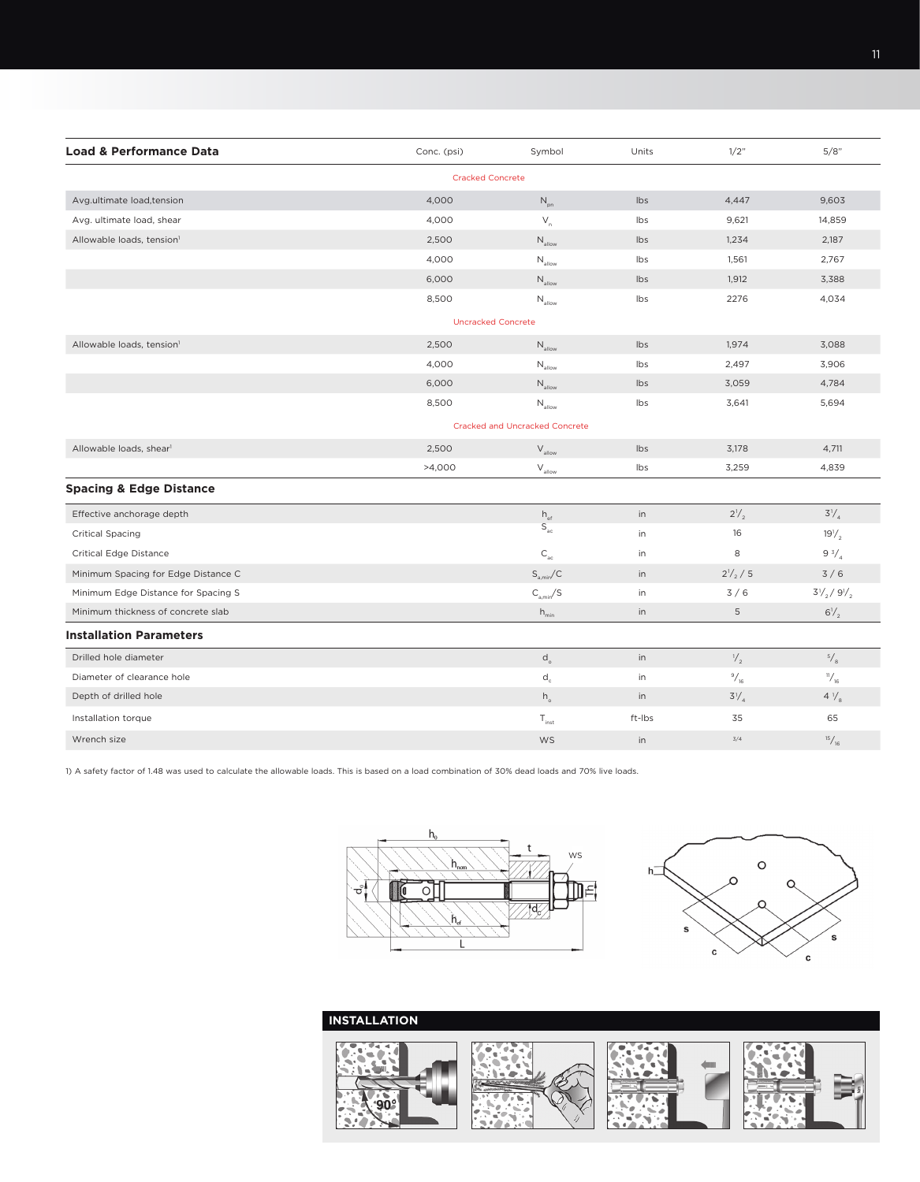| Load & Performance Data | Conc. (psi) | Symbol | Units | 1/2" | 5/8" |
|---|---|---|---|---|---|
| | | Cracked Concrete | | | |
| Avg.ultimate load,tension | 4,000 | $N_{pn}$ | lbs | 4,447 | 9,603 |
| Avg. ultimate load, shear | 4,000 | $V_n$ | lbs | 9,621 | 14,859 |
| Allowable loads, tension[1] | 2,500 | $N_{allow}$ | lbs | 1,234 | 2,187 |
| | 4,000 | $N_{allow}$ | lbs | 1,561 | 2,767 |
| | 6,000 | $N_{allow}$ | lbs | 1,912 | 3,388 |
| | 8,500 | $N_{allow}$ | lbs | 2276 | 4,034 |
| | | Uncracked Concrete | | | |
| Allowable loads, tension[1] | 2,500 | $N_{allow}$ | lbs | 1,974 | 3,088 |
| | 4,000 | $N_{allow}$ | lbs | 2,497 | 3,906 |
| | 6,000 | $N_{allow}$ | lbs | 3,059 | 4,784 |
| | 8,500 | $N_{allow}$ | lbs | 3,641 | 5,694 |
| | | Cracked and Uncracked Concrete | | | |
| Allowable loads, shear[1] | 2,500 | $V_{allow}$ | lbs | 3,178 | 4,711 |
| | >4,000 | $V_{allow}$ | lbs | 3,259 | 4,839 |
| **Spacing & Edge Distance** | | | | | |
| Effective anchorage depth | | $h_{ef}$ | in | $2^1/_2$ | $3^1/_4$ |
| Critical Spacing | | $S_{ac}$ | in | 16 | $19^1/_2$ |
| Critical Edge Distance | | $C_{ac}$ | in | 8 | $9\ ^3/_4$ |
| Minimum Spacing for Edge Distance C | | $S_{a,min}$/C | in | $2^1/_2$ / 5 | 3 / 6 |
| Minimum Edge Distance for Spacing S | | $C_{a,min}$/S | in | 3 / 6 | $3^1/_2$ / $9^1/_2$ |
| Minimum thickness of concrete slab | | $h_{min}$ | in | 5 | $6^1/_2$ |
| **Installation Parameters** | | | | | |
| Drilled hole diameter | | $d_o$ | in | $^1/_2$ | $^5/_8$ |
| Diameter of clearance hole | | $d_c$ | in | $^9/_{16}$ | $^{11}/_{16}$ |
| Depth of drilled hole | | $h_o$ | in | $3^1/_4$ | $4\ ^1/_8$ |
| Installation torque | | $T_{inst}$ | ft-lbs | 35 | 65 |
| Wrench size | | WS | in | 3/4 | $^{15}/_{16}$ |

1) A safety factor of 1.48 was used to calculate the allowable loads. This is based on a load combination of 30% dead loads and 70% live loads.

$h_0$
$h_{nom}$
t
WS
$d_0$
$h_{ef}$
$d_c$
Th
L

h
s
c
s
c

## INSTALLATION

90°